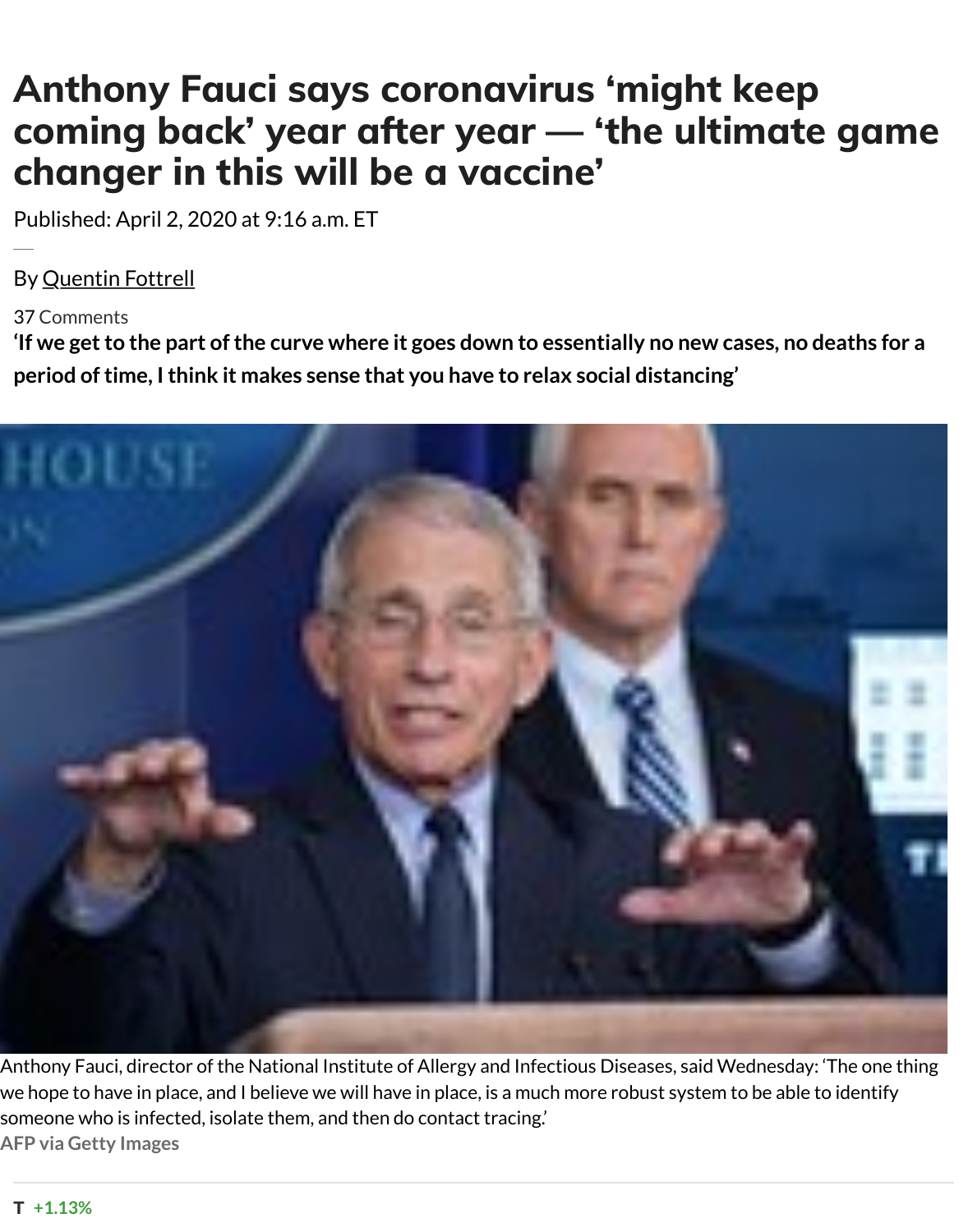# Anthony Fauci says coronavirus 'might keep coming back' year after year — 'the ultimate game changer in this will be a vaccine'

Published: April 2, 2020 at 9:16 a.m. ET

By Quentin Fottrell

37 Comments

**'If we get to the part of the curve where it goes down to essentially no new cases, no deaths for a period of time, I think it makes sense that you have to relax social distancing'**

Anthony Fauci, director of the National Institute of Allergy and Infectious Diseases, said Wednesday: 'The one thing we hope to have in place, and I believe we will have in place, is a much more robust system to be able to identify someone who is infected, isolate them, and then do contact tracing.'

**AFP via Getty Images**

**T** +1.13%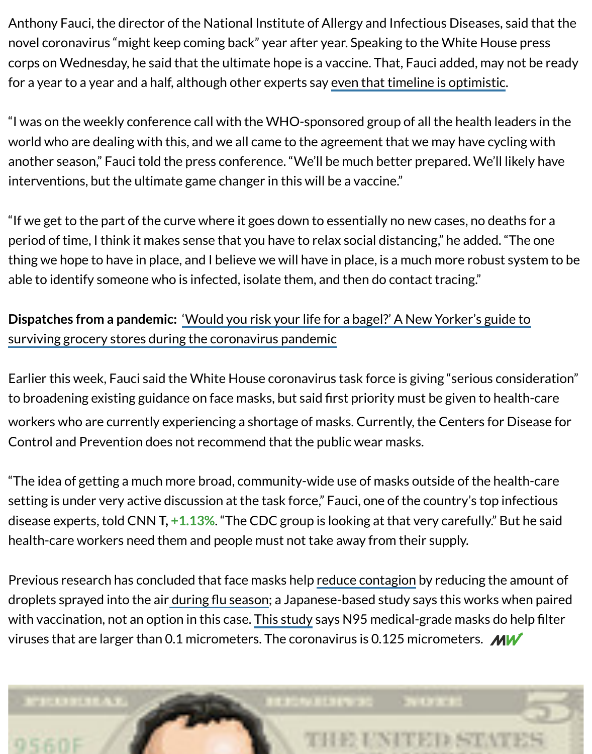Anthony Fauci, the director of the National Institute of Allergy and Infectious Diseases, said that the novel coronavirus "might keep coming back" year after year. Speaking to the White House press corps on Wednesday, he said that the ultimate hope is a vaccine. That, Fauci added, may not be ready for a year to a year and a half, although other experts say even that timeline is optimistic.

"I was on the weekly conference call with the WHO-sponsored group of all the health leaders in the world who are dealing with this, and we all came to the agreement that we may have cycling with another season," Fauci told the press conference. "We'll be much better prepared. We'll likely have interventions, but the ultimate game changer in this will be a vaccine."

"If we get to the part of the curve where it goes down to essentially no new cases, no deaths for a period of time, I think it makes sense that you have to relax social distancing," he added. "The one thing we hope to have in place, and I believe we will have in place, is a much more robust system to be able to identify someone who is infected, isolate them, and then do contact tracing."

**Dispatches from a pandemic:** 'Would you risk your life for a bagel?' A New Yorker's guide to surviving grocery stores during the coronavirus pandemic

Earlier this week, Fauci said the White House coronavirus task force is giving "serious consideration" to broadening existing guidance on face masks, but said first priority must be given to health-care workers who are currently experiencing a shortage of masks. Currently, the Centers for Disease for Control and Prevention does not recommend that the public wear masks.

"The idea of getting a much more broad, community-wide use of masks outside of the health-care setting is under very active discussion at the task force," Fauci, one of the country's top infectious disease experts, told CNN **T,** +1.13%. "The CDC group is looking at that very carefully." But he said health-care workers need them and people must not take away from their supply.

Previous research has concluded that face masks help reduce contagion by reducing the amount of droplets sprayed into the air during flu season; a Japanese-based study says this works when paired with vaccination, not an option in this case. This study says N95 medical-grade masks do help filter viruses that are larger than 0.1 micrometers. The coronavirus is 0.125 micrometers. MW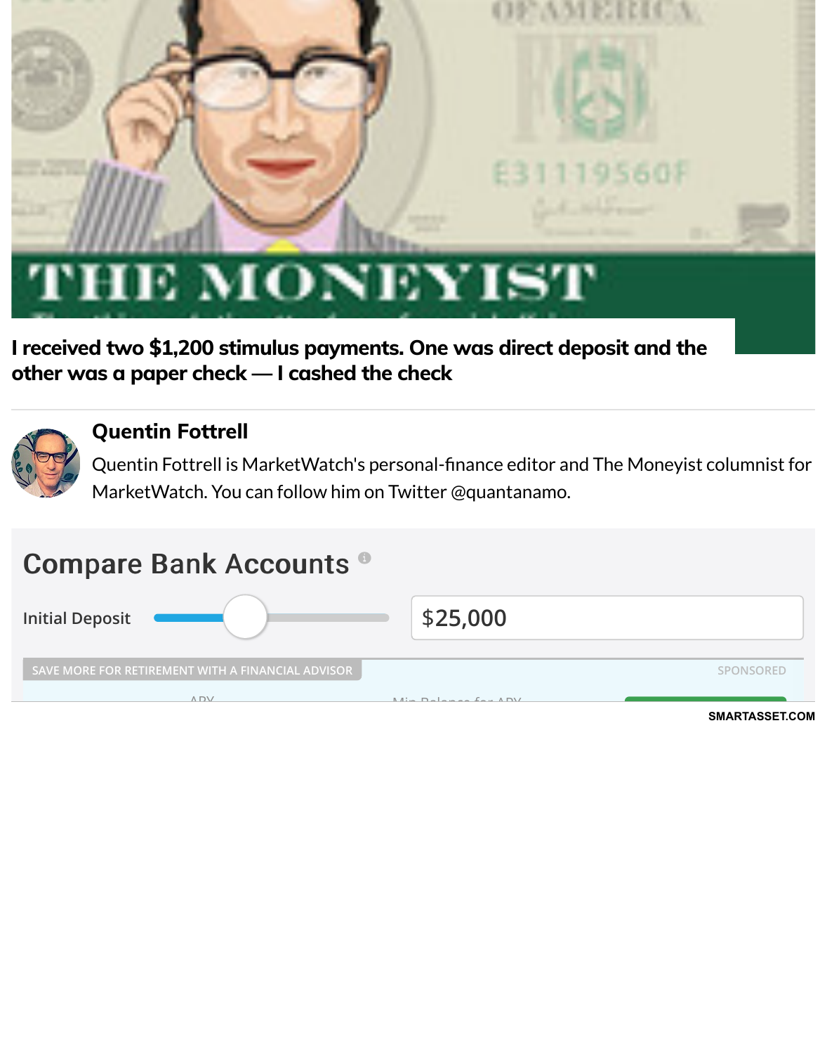THE MONEYIST

**I received two $1,200 stimulus payments. One was direct deposit and the other was a paper check — I cashed the check**

**Quentin Fottrell**

Quentin Fottrell is MarketWatch's personal-finance editor and The Moneyist columnist for MarketWatch. You can follow him on Twitter @quantanamo.

Compare Bank Accounts

Initial Deposit $25,000

SAVE MORE FOR RETIREMENT WITH A FINANCIAL ADVISOR

SPONSORED

SMARTASSET.COM